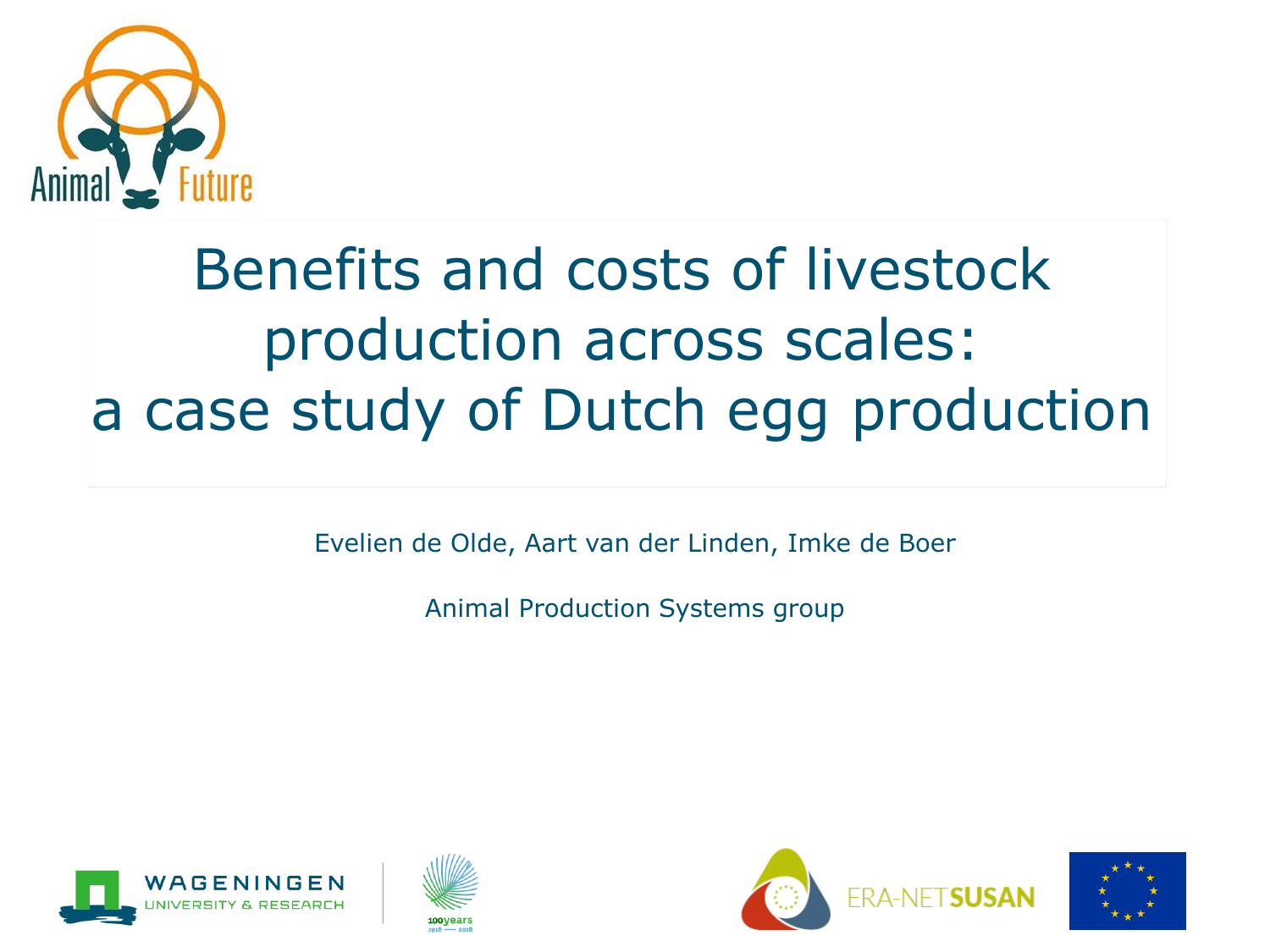# Benefits and costs of livestock production across scales: a case study of Dutch egg production

Evelien de Olde, Aart van der Linden, Imke de Boer

Animal Production Systems group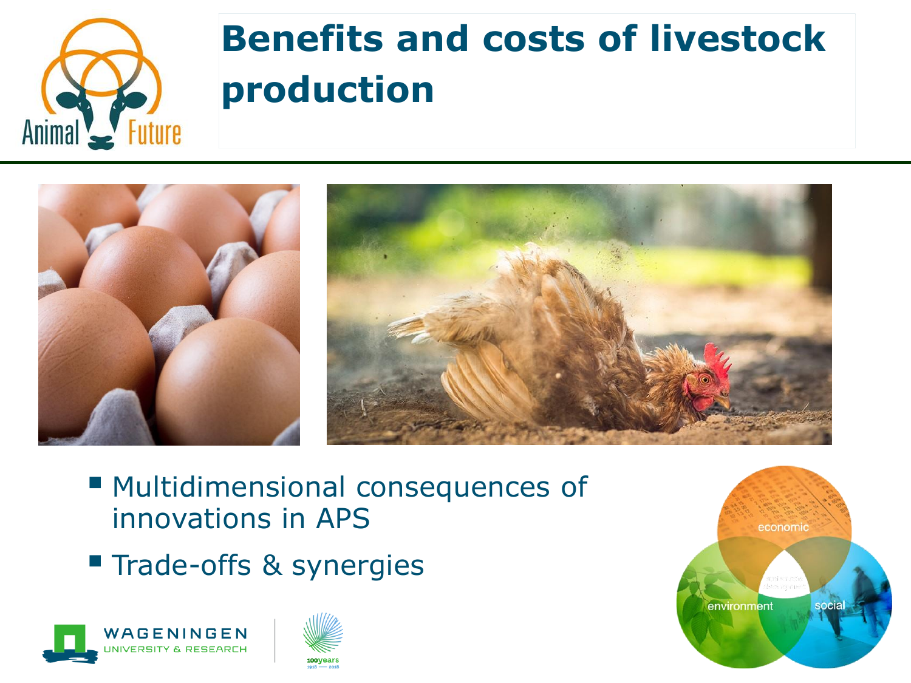# Benefits and costs of livestock production

- Multidimensional consequences of innovations in APS
- Trade-offs & synergies

economic

environment

social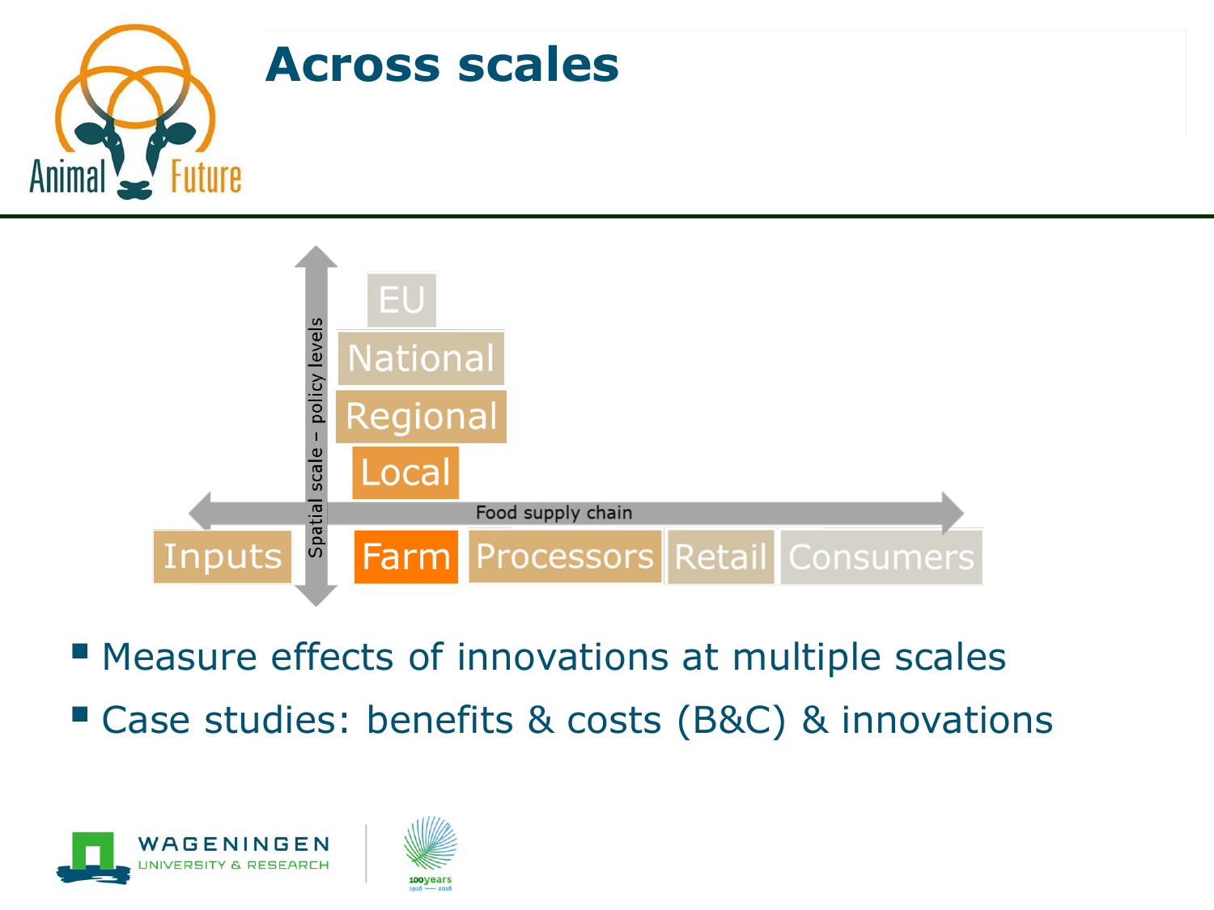# Across scales

Spatial scale – policy levels

EU

National

Regional

Local

Food supply chain

Inputs

Farm

Processors

Retail

Consumers

- Measure effects of innovations at multiple scales
- Case studies: benefits & costs (B&C) & innovations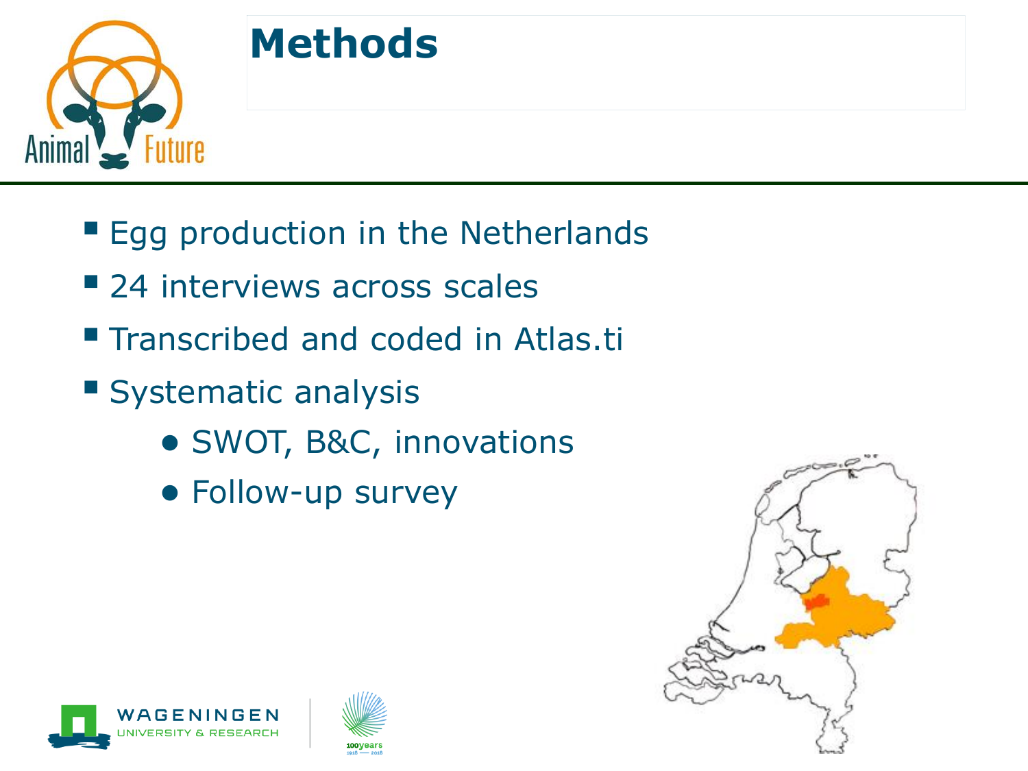# Methods

- Egg production in the Netherlands
- 24 interviews across scales
- Transcribed and coded in Atlas.ti
- Systematic analysis
  - SWOT, B&C, innovations
  - Follow-up survey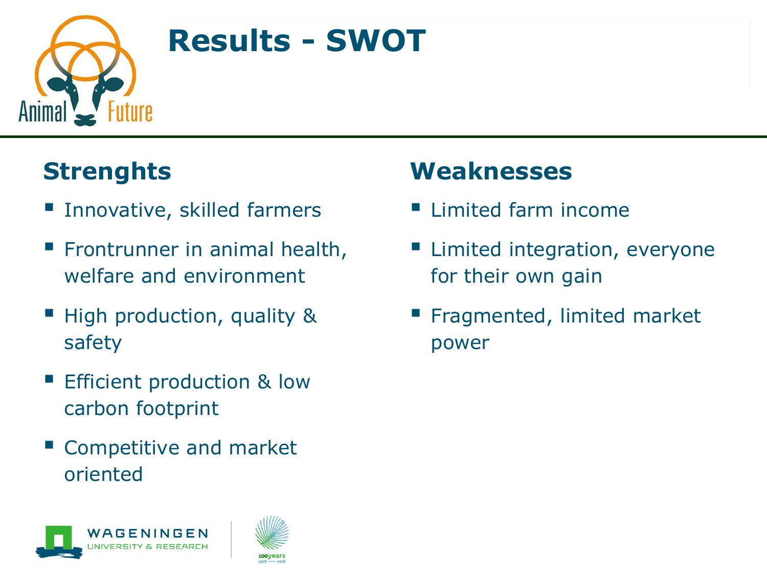# Results - SWOT

## Strenghts

- Innovative, skilled farmers
- Frontrunner in animal health, welfare and environment
- High production, quality & safety
- Efficient production & low carbon footprint
- Competitive and market oriented

## Weaknesses

- Limited farm income
- Limited integration, everyone for their own gain
- Fragmented, limited market power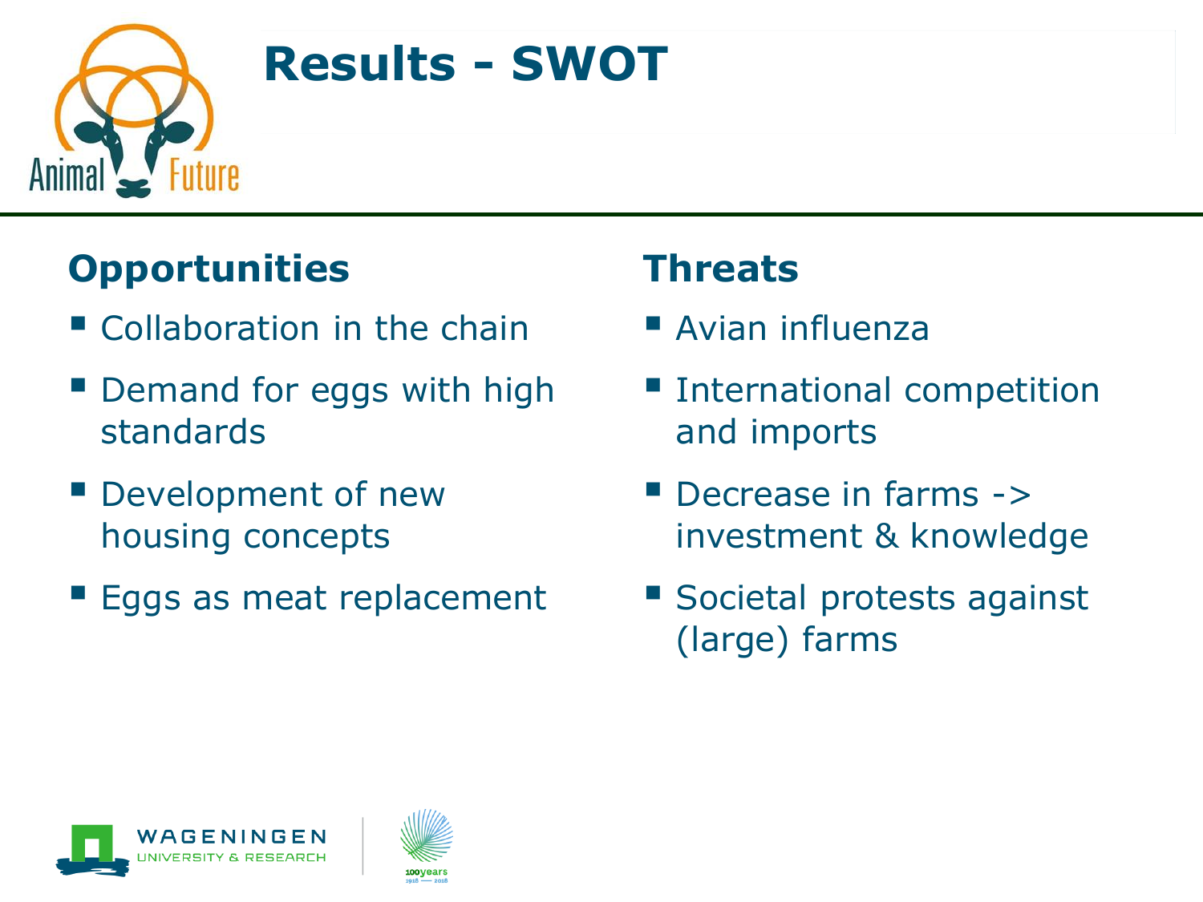# Results - SWOT

## Opportunities

- Collaboration in the chain
- Demand for eggs with high standards
- Development of new housing concepts
- Eggs as meat replacement

## Threats

- Avian influenza
- International competition and imports
- Decrease in farms -> investment & knowledge
- Societal protests against (large) farms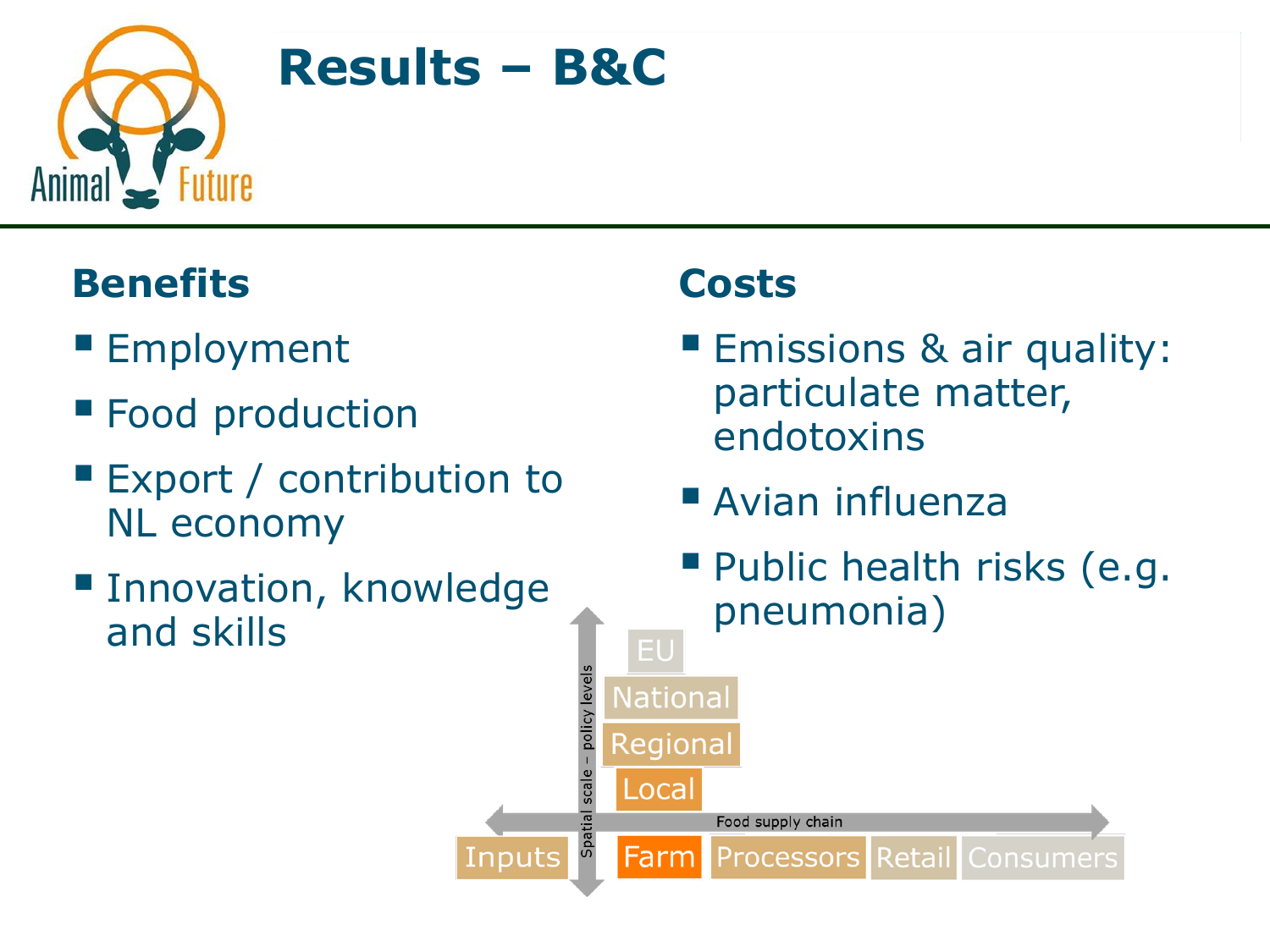# Results – B&C

## Benefits

- Employment
- Food production
- Export / contribution to NL economy
- Innovation, knowledge and skills

## Costs

- Emissions & air quality: particulate matter, endotoxins
- Avian influenza
- Public health risks (e.g. pneumonia)

Spatial scale – policy levels

EU

National

Regional

Local

Food supply chain

Inputs

Farm

Processors

Retail

Consumers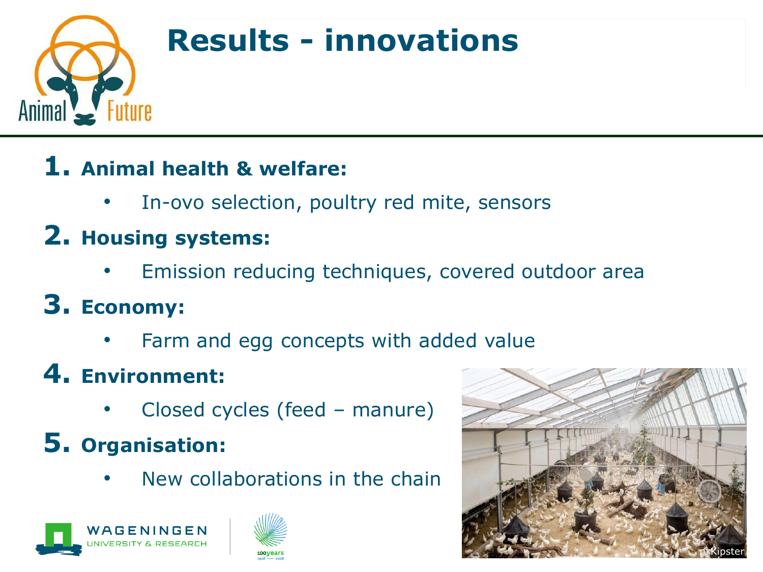# Results - innovations

1. **Animal health & welfare:**
   - In-ovo selection, poultry red mite, sensors
2. **Housing systems:**
   - Emission reducing techniques, covered outdoor area
3. **Economy:**
   - Farm and egg concepts with added value
4. **Environment:**
   - Closed cycles (feed – manure)
5. **Organisation:**
   - New collaborations in the chain

Kipster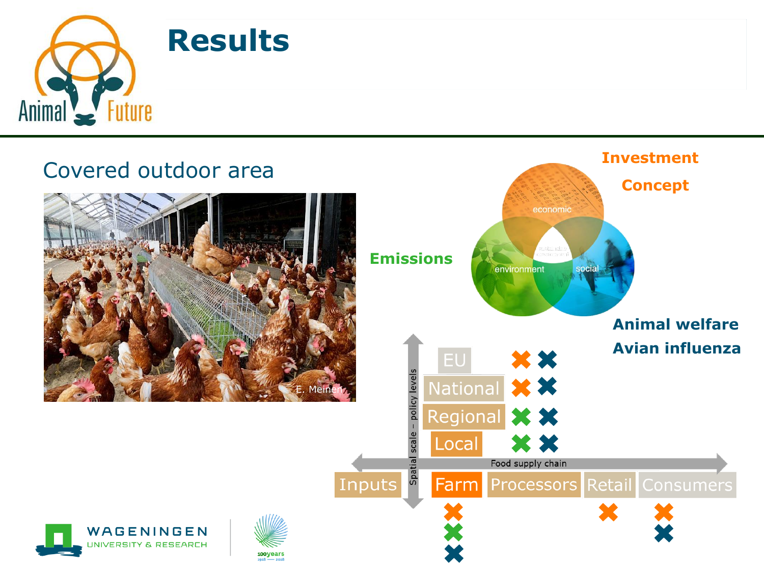# Results

## Covered outdoor area

E. Meinen

Investment

Concept

Emissions

economic

environment

social

Animal welfare

Avian influenza

EU

National

Regional

Local

Spatial scale – policy levels

Food supply chain

Inputs

Farm

Processors

Retail

Consumers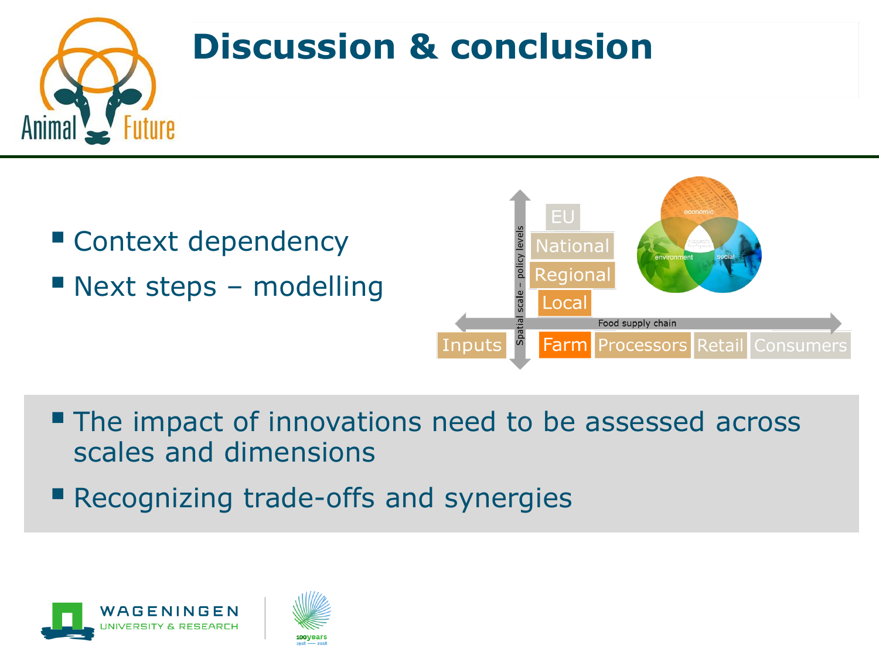# Discussion & conclusion

- Context dependency
- Next steps – modelling

EU
National
Regional
Local
Spatial scale – policy levels
Food supply chain
Inputs
Farm
Processors
Retail
Consumers
economic
environment
social

- The impact of innovations need to be assessed across scales and dimensions
- Recognizing trade-offs and synergies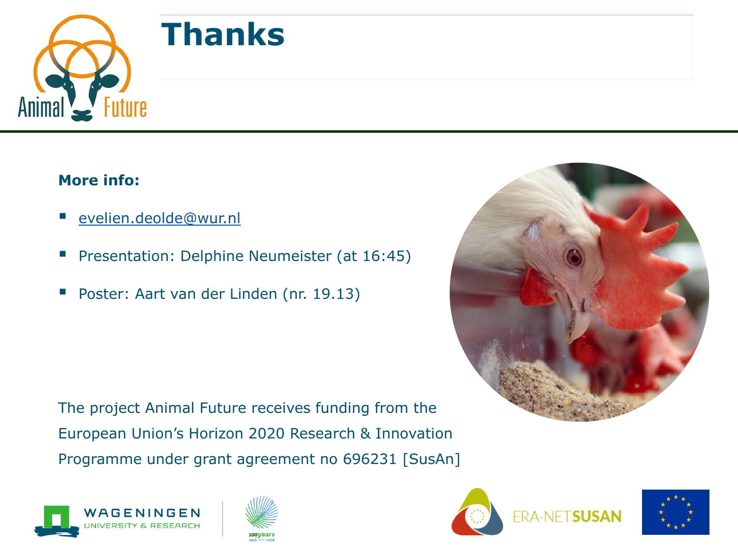# Thanks

**More info:**

- evelien.deolde@wur.nl
- Presentation: Delphine Neumeister (at 16:45)
- Poster: Aart van der Linden (nr. 19.13)

The project Animal Future receives funding from the European Union's Horizon 2020 Research & Innovation Programme under grant agreement no 696231 [SusAn]